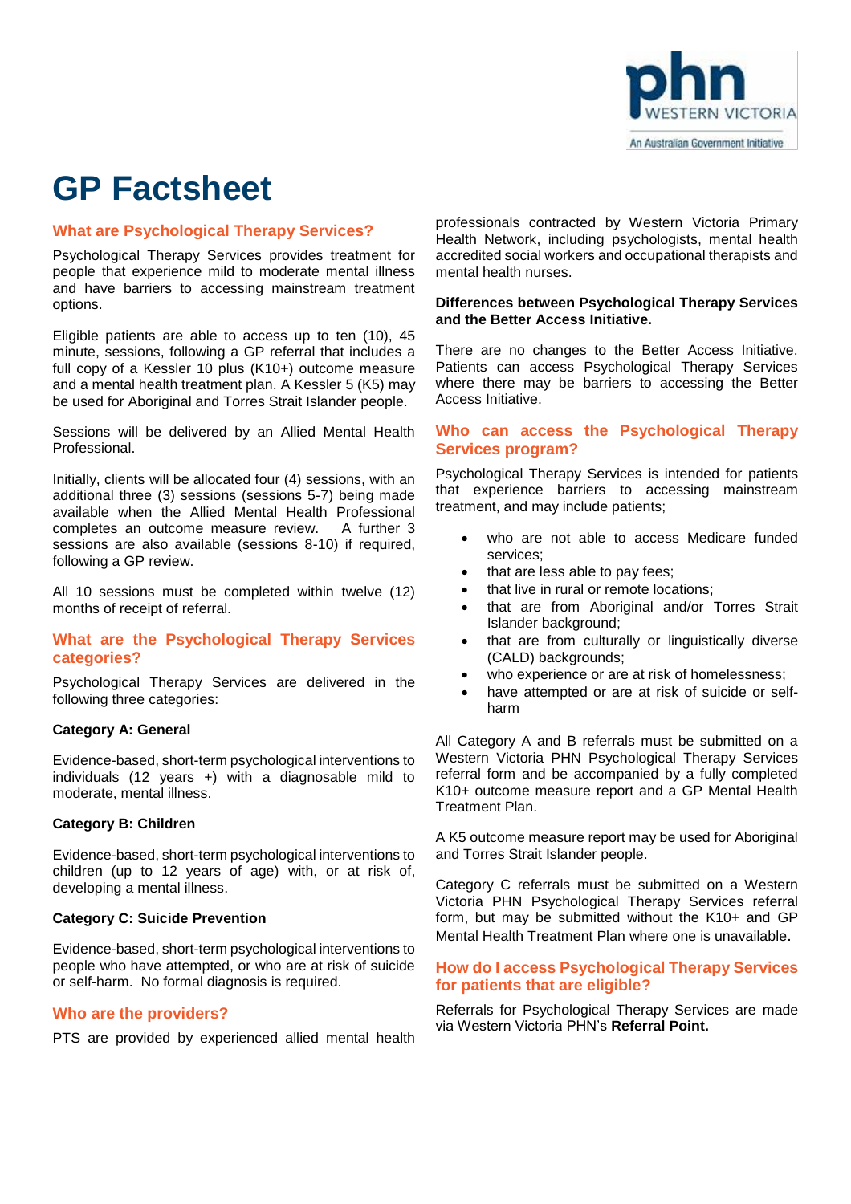# GP Factsheet

## What are Psychological Therapy Services?

Psychological Therapy Services provides treatment for people that experience mild to moderate mental illness and have barriers to accessing mainstream treatment options.

Eligible patients are able to access up to ten (10), 45 minute, sessions, following a GP referral that includes a full copy of a Kessler 10 plus (K10+) outcome measure and a mental health treatment plan. A Kessler 5 (K5) may be used for Aboriginal and Torres Strait Islander people.

Sessions will be delivered by an Allied Mental Health Professional.

Initially, clients will be allocated four (4) sessions, with an additional three (3) sessions (sessions 5-7) being made available when the Allied Mental Health Professional completes an outcome measure review. A further 3 sessions are also available (sessions 8-10) if required, following a GP review.

All 10 sessions must be completed within twelve (12) months of receipt of referral.

## What are the Psychological Therapy Services categories?

Psychological Therapy Services are delivered in the following three categories:

**Category A: General**

Evidence-based, short-term psychological interventions to individuals (12 years +) with a diagnosable mild to moderate, mental illness.

**Category B: Children**

Evidence-based, short-term psychological interventions to children (up to 12 years of age) with, or at risk of, developing a mental illness.

**Category C: Suicide Prevention**

Evidence-based, short-term psychological interventions to people who have attempted, or who are at risk of suicide or self-harm. No formal diagnosis is required.

## Who are the providers?

PTS are provided by experienced allied mental health professionals contracted by Western Victoria Primary Health Network, including psychologists, mental health accredited social workers and occupational therapists and mental health nurses.

**Differences between Psychological Therapy Services and the Better Access Initiative.**

There are no changes to the Better Access Initiative. Patients can access Psychological Therapy Services where there may be barriers to accessing the Better Access Initiative.

## Who can access the Psychological Therapy Services program?

Psychological Therapy Services is intended for patients that experience barriers to accessing mainstream treatment, and may include patients;

- who are not able to access Medicare funded services;
- that are less able to pay fees;
- that live in rural or remote locations;
- that are from Aboriginal and/or Torres Strait Islander background;
- that are from culturally or linguistically diverse (CALD) backgrounds;
- who experience or are at risk of homelessness;
- have attempted or are at risk of suicide or self-harm

All Category A and B referrals must be submitted on a Western Victoria PHN Psychological Therapy Services referral form and be accompanied by a fully completed K10+ outcome measure report and a GP Mental Health Treatment Plan.

A K5 outcome measure report may be used for Aboriginal and Torres Strait Islander people.

Category C referrals must be submitted on a Western Victoria PHN Psychological Therapy Services referral form, but may be submitted without the K10+ and GP Mental Health Treatment Plan where one is unavailable.

## How do I access Psychological Therapy Services for patients that are eligible?

Referrals for Psychological Therapy Services are made via Western Victoria PHN's **Referral Point.**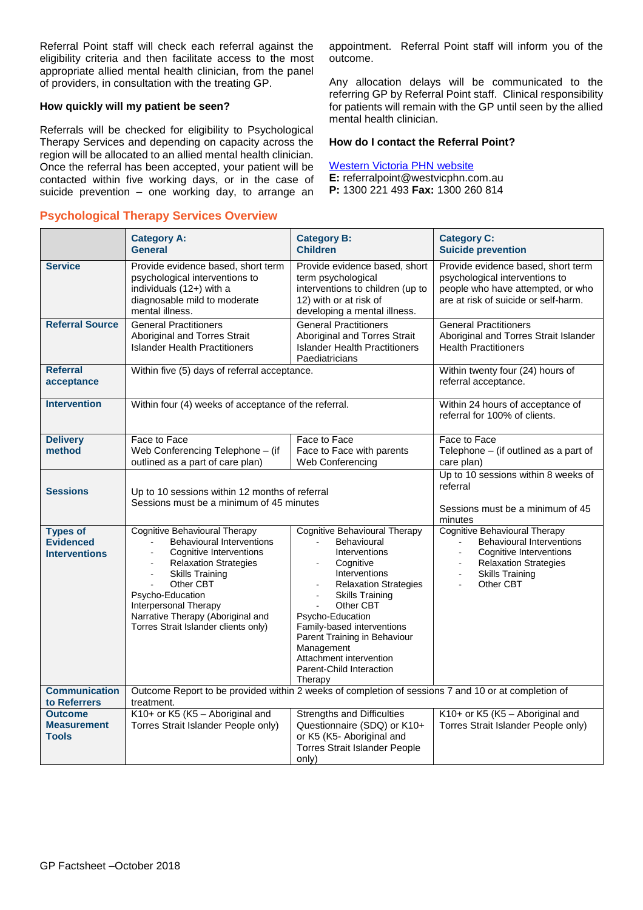Referral Point staff will check each referral against the eligibility criteria and then facilitate access to the most appropriate allied mental health clinician, from the panel of providers, in consultation with the treating GP.

### How quickly will my patient be seen?

Referrals will be checked for eligibility to Psychological Therapy Services and depending on capacity across the region will be allocated to an allied mental health clinician. Once the referral has been accepted, your patient will be contacted within five working days, or in the case of suicide prevention – one working day, to arrange an appointment. Referral Point staff will inform you of the outcome.

Any allocation delays will be communicated to the referring GP by Referral Point staff. Clinical responsibility for patients will remain with the GP until seen by the allied mental health clinician.

### How do I contact the Referral Point?

[Western Victoria PHN website](#)
**E:** referralpoint@westvicphn.com.au
**P:** 1300 221 493 **Fax:** 1300 260 814

## Psychological Therapy Services Overview

| | Category A: General | Category B: Children | Category C: Suicide prevention |
|---|---|---|---|
| **Service** | Provide evidence based, short term psychological interventions to individuals (12+) with a diagnosable mild to moderate mental illness. | Provide evidence based, short term psychological interventions to children (up to 12) with or at risk of developing a mental illness. | Provide evidence based, short term psychological interventions to people who have attempted, or who are at risk of suicide or self-harm. |
| **Referral Source** | General Practitioners<br>Aboriginal and Torres Strait Islander Health Practitioners | General Practitioners<br>Aboriginal and Torres Strait Islander Health Practitioners<br>Paediatricians | General Practitioners<br>Aboriginal and Torres Strait Islander Health Practitioners |
| **Referral acceptance** | Within five (5) days of referral acceptance. | | Within twenty four (24) hours of referral acceptance. |
| **Intervention** | Within four (4) weeks of acceptance of the referral. | | Within 24 hours of acceptance of referral for 100% of clients. |
| **Delivery method** | Face to Face<br>Web Conferencing Telephone – (if outlined as a part of care plan) | Face to Face<br>Face to Face with parents<br>Web Conferencing | Face to Face<br>Telephone – (if outlined as a part of care plan) |
| **Sessions** | Up to 10 sessions within 12 months of referral<br>Sessions must be a minimum of 45 minutes | | Up to 10 sessions within 8 weeks of referral<br><br>Sessions must be a minimum of 45 minutes |
| **Types of Evidenced Interventions** | Cognitive Behavioural Therapy<br>- Behavioural Interventions<br>- Cognitive Interventions<br>- Relaxation Strategies<br>- Skills Training<br>- Other CBT<br>Psycho-Education<br>Interpersonal Therapy<br>Narrative Therapy (Aboriginal and Torres Strait Islander clients only) | Cognitive Behavioural Therapy<br>- Behavioural Interventions<br>- Cognitive Interventions<br>- Relaxation Strategies<br>- Skills Training<br>- Other CBT<br>Psycho-Education<br>Family-based interventions<br>Parent Training in Behaviour Management<br>Attachment intervention<br>Parent-Child Interaction Therapy | Cognitive Behavioural Therapy<br>- Behavioural Interventions<br>- Cognitive Interventions<br>- Relaxation Strategies<br>- Skills Training<br>- Other CBT |
| **Communication to Referrers** | Outcome Report to be provided within 2 weeks of completion of sessions 7 and 10 or at completion of treatment. | | |
| **Outcome Measurement Tools** | K10+ or K5 (K5 – Aboriginal and Torres Strait Islander People only) | Strengths and Difficulties Questionnaire (SDQ) or K10+ or K5 (K5- Aboriginal and Torres Strait Islander People only) | K10+ or K5 (K5 – Aboriginal and Torres Strait Islander People only) |

GP Factsheet –October 2018